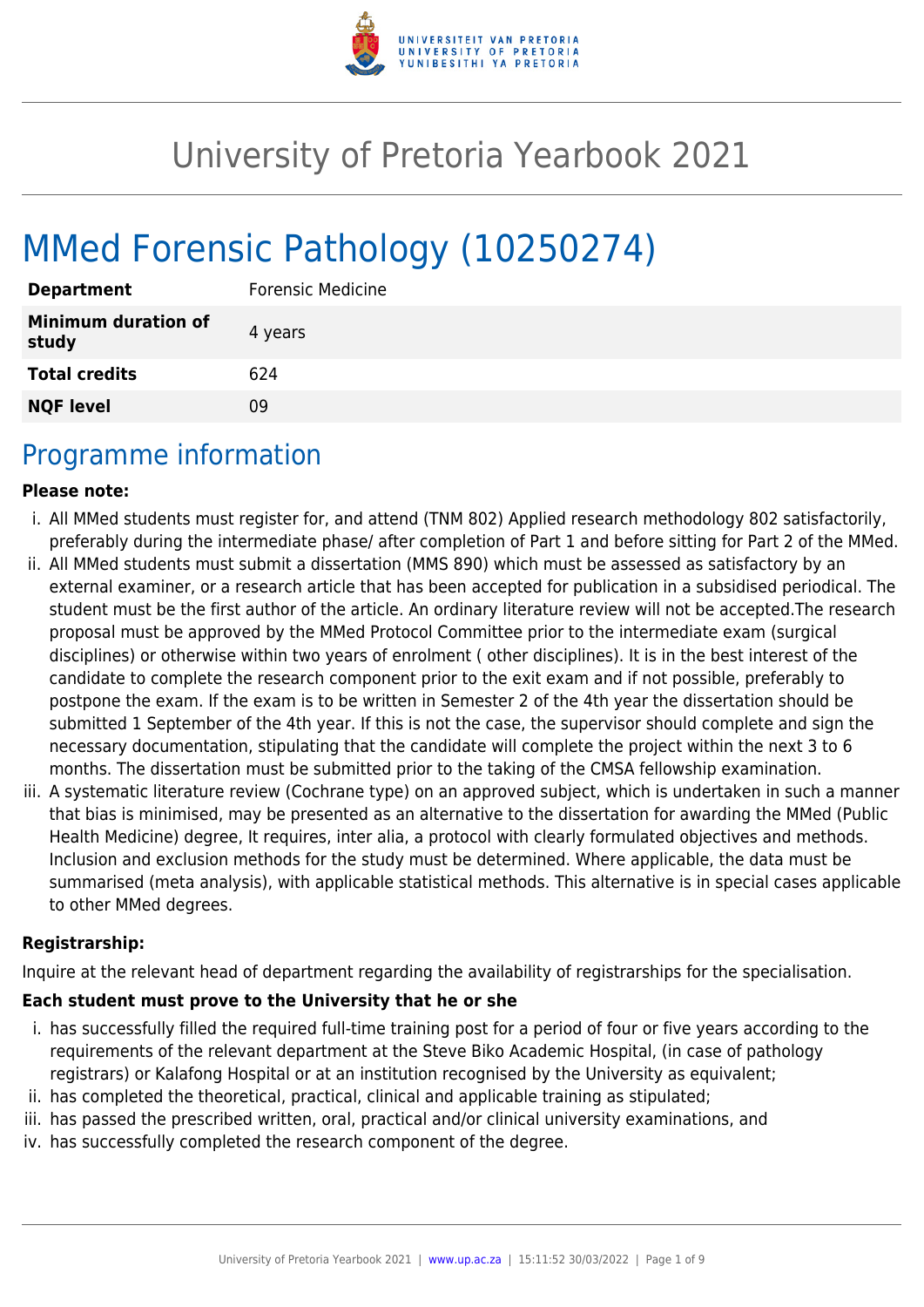# University of Pretoria Yearbook 2021

# MMed Forensic Pathology (10250274)

| Department | Forensic Medicine |
|---|---|
| Minimum duration of study | 4 years |
| Total credits | 624 |
| NQF level | 09 |

## Programme information

**Please note:**

i. All MMed students must register for, and attend (TNM 802) Applied research methodology 802 satisfactorily, preferably during the intermediate phase/ after completion of Part 1 and before sitting for Part 2 of the MMed.

ii. All MMed students must submit a dissertation (MMS 890) which must be assessed as satisfactory by an external examiner, or a research article that has been accepted for publication in a subsidised periodical. The student must be the first author of the article. An ordinary literature review will not be accepted.The research proposal must be approved by the MMed Protocol Committee prior to the intermediate exam (surgical disciplines) or otherwise within two years of enrolment ( other disciplines). It is in the best interest of the candidate to complete the research component prior to the exit exam and if not possible, preferably to postpone the exam. If the exam is to be written in Semester 2 of the 4th year the dissertation should be submitted 1 September of the 4th year. If this is not the case, the supervisor should complete and sign the necessary documentation, stipulating that the candidate will complete the project within the next 3 to 6 months. The dissertation must be submitted prior to the taking of the CMSA fellowship examination.

iii. A systematic literature review (Cochrane type) on an approved subject, which is undertaken in such a manner that bias is minimised, may be presented as an alternative to the dissertation for awarding the MMed (Public Health Medicine) degree, It requires, inter alia, a protocol with clearly formulated objectives and methods. Inclusion and exclusion methods for the study must be determined. Where applicable, the data must be summarised (meta analysis), with applicable statistical methods. This alternative is in special cases applicable to other MMed degrees.

**Registrarship:**

Inquire at the relevant head of department regarding the availability of registrarships for the specialisation.

**Each student must prove to the University that he or she**

i. has successfully filled the required full-time training post for a period of four or five years according to the requirements of the relevant department at the Steve Biko Academic Hospital, (in case of pathology registrars) or Kalafong Hospital or at an institution recognised by the University as equivalent;

ii. has completed the theoretical, practical, clinical and applicable training as stipulated;

iii. has passed the prescribed written, oral, practical and/or clinical university examinations, and

iv. has successfully completed the research component of the degree.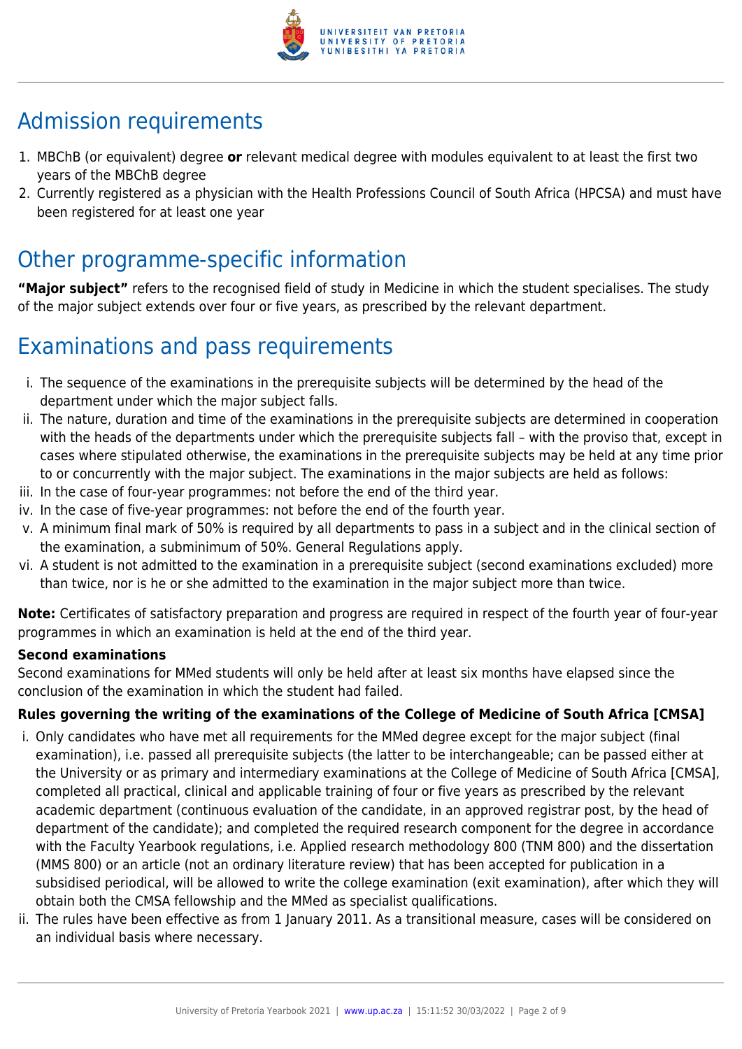## Admission requirements

1. MBChB (or equivalent) degree **or** relevant medical degree with modules equivalent to at least the first two years of the MBChB degree
2. Currently registered as a physician with the Health Professions Council of South Africa (HPCSA) and must have been registered for at least one year

## Other programme-specific information

**"Major subject"** refers to the recognised field of study in Medicine in which the student specialises. The study of the major subject extends over four or five years, as prescribed by the relevant department.

## Examinations and pass requirements

i. The sequence of the examinations in the prerequisite subjects will be determined by the head of the department under which the major subject falls.
ii. The nature, duration and time of the examinations in the prerequisite subjects are determined in cooperation with the heads of the departments under which the prerequisite subjects fall – with the proviso that, except in cases where stipulated otherwise, the examinations in the prerequisite subjects may be held at any time prior to or concurrently with the major subject. The examinations in the major subjects are held as follows:
iii. In the case of four-year programmes: not before the end of the third year.
iv. In the case of five-year programmes: not before the end of the fourth year.
v. A minimum final mark of 50% is required by all departments to pass in a subject and in the clinical section of the examination, a subminimum of 50%. General Regulations apply.
vi. A student is not admitted to the examination in a prerequisite subject (second examinations excluded) more than twice, nor is he or she admitted to the examination in the major subject more than twice.

**Note:** Certificates of satisfactory preparation and progress are required in respect of the fourth year of four-year programmes in which an examination is held at the end of the third year.

**Second examinations**

Second examinations for MMed students will only be held after at least six months have elapsed since the conclusion of the examination in which the student had failed.

**Rules governing the writing of the examinations of the College of Medicine of South Africa [CMSA]**

i. Only candidates who have met all requirements for the MMed degree except for the major subject (final examination), i.e. passed all prerequisite subjects (the latter to be interchangeable; can be passed either at the University or as primary and intermediary examinations at the College of Medicine of South Africa [CMSA], completed all practical, clinical and applicable training of four or five years as prescribed by the relevant academic department (continuous evaluation of the candidate, in an approved registrar post, by the head of department of the candidate); and completed the required research component for the degree in accordance with the Faculty Yearbook regulations, i.e. Applied research methodology 800 (TNM 800) and the dissertation (MMS 800) or an article (not an ordinary literature review) that has been accepted for publication in a subsidised periodical, will be allowed to write the college examination (exit examination), after which they will obtain both the CMSA fellowship and the MMed as specialist qualifications.
ii. The rules have been effective as from 1 January 2011. As a transitional measure, cases will be considered on an individual basis where necessary.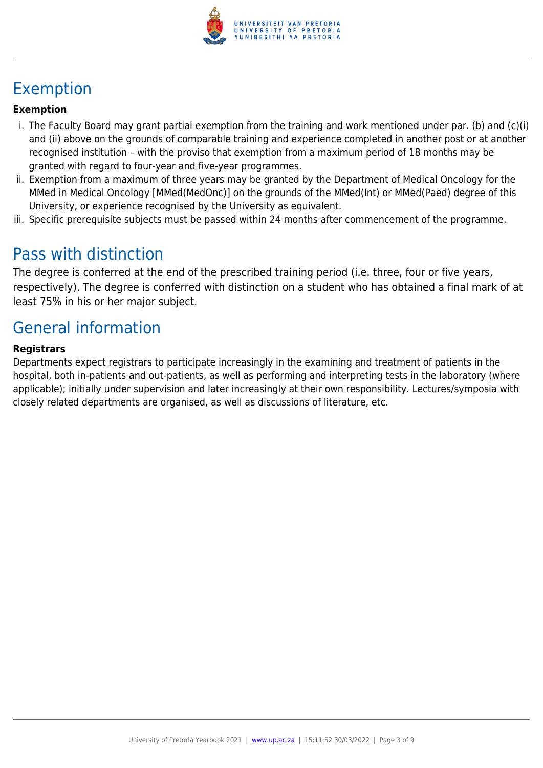## Exemption

**Exemption**

i. The Faculty Board may grant partial exemption from the training and work mentioned under par. (b) and (c)(i) and (ii) above on the grounds of comparable training and experience completed in another post or at another recognised institution – with the proviso that exemption from a maximum period of 18 months may be granted with regard to four-year and five-year programmes.

ii. Exemption from a maximum of three years may be granted by the Department of Medical Oncology for the MMed in Medical Oncology [MMed(MedOnc)] on the grounds of the MMed(Int) or MMed(Paed) degree of this University, or experience recognised by the University as equivalent.

iii. Specific prerequisite subjects must be passed within 24 months after commencement of the programme.

## Pass with distinction

The degree is conferred at the end of the prescribed training period (i.e. three, four or five years, respectively). The degree is conferred with distinction on a student who has obtained a final mark of at least 75% in his or her major subject.

## General information

**Registrars**

Departments expect registrars to participate increasingly in the examining and treatment of patients in the hospital, both in-patients and out-patients, as well as performing and interpreting tests in the laboratory (where applicable); initially under supervision and later increasingly at their own responsibility. Lectures/symposia with closely related departments are organised, as well as discussions of literature, etc.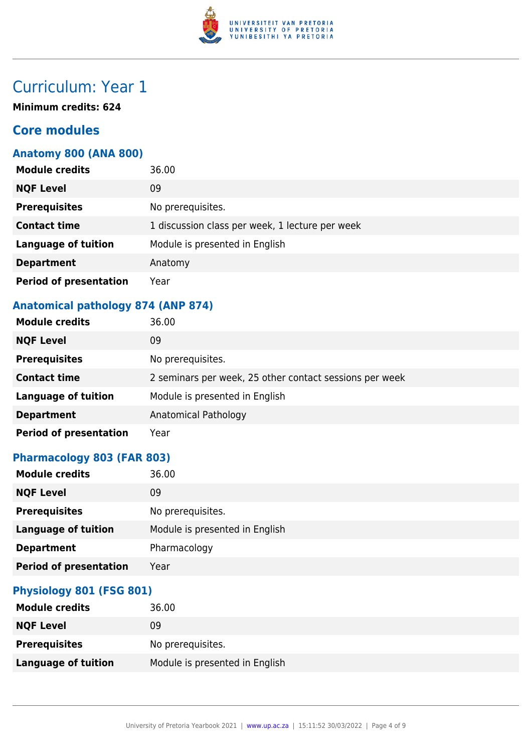# Curriculum: Year 1

**Minimum credits: 624**

## Core modules

### Anatomy 800 (ANA 800)

| | |
|---|---|
| **Module credits** | 36.00 |
| **NQF Level** | 09 |
| **Prerequisites** | No prerequisites. |
| **Contact time** | 1 discussion class per week, 1 lecture per week |
| **Language of tuition** | Module is presented in English |
| **Department** | Anatomy |
| **Period of presentation** | Year |

### Anatomical pathology 874 (ANP 874)

| | |
|---|---|
| **Module credits** | 36.00 |
| **NQF Level** | 09 |
| **Prerequisites** | No prerequisites. |
| **Contact time** | 2 seminars per week, 25 other contact sessions per week |
| **Language of tuition** | Module is presented in English |
| **Department** | Anatomical Pathology |
| **Period of presentation** | Year |

### Pharmacology 803 (FAR 803)

| | |
|---|---|
| **Module credits** | 36.00 |
| **NQF Level** | 09 |
| **Prerequisites** | No prerequisites. |
| **Language of tuition** | Module is presented in English |
| **Department** | Pharmacology |
| **Period of presentation** | Year |

### Physiology 801 (FSG 801)

| | |
|---|---|
| **Module credits** | 36.00 |
| **NQF Level** | 09 |
| **Prerequisites** | No prerequisites. |
| **Language of tuition** | Module is presented in English |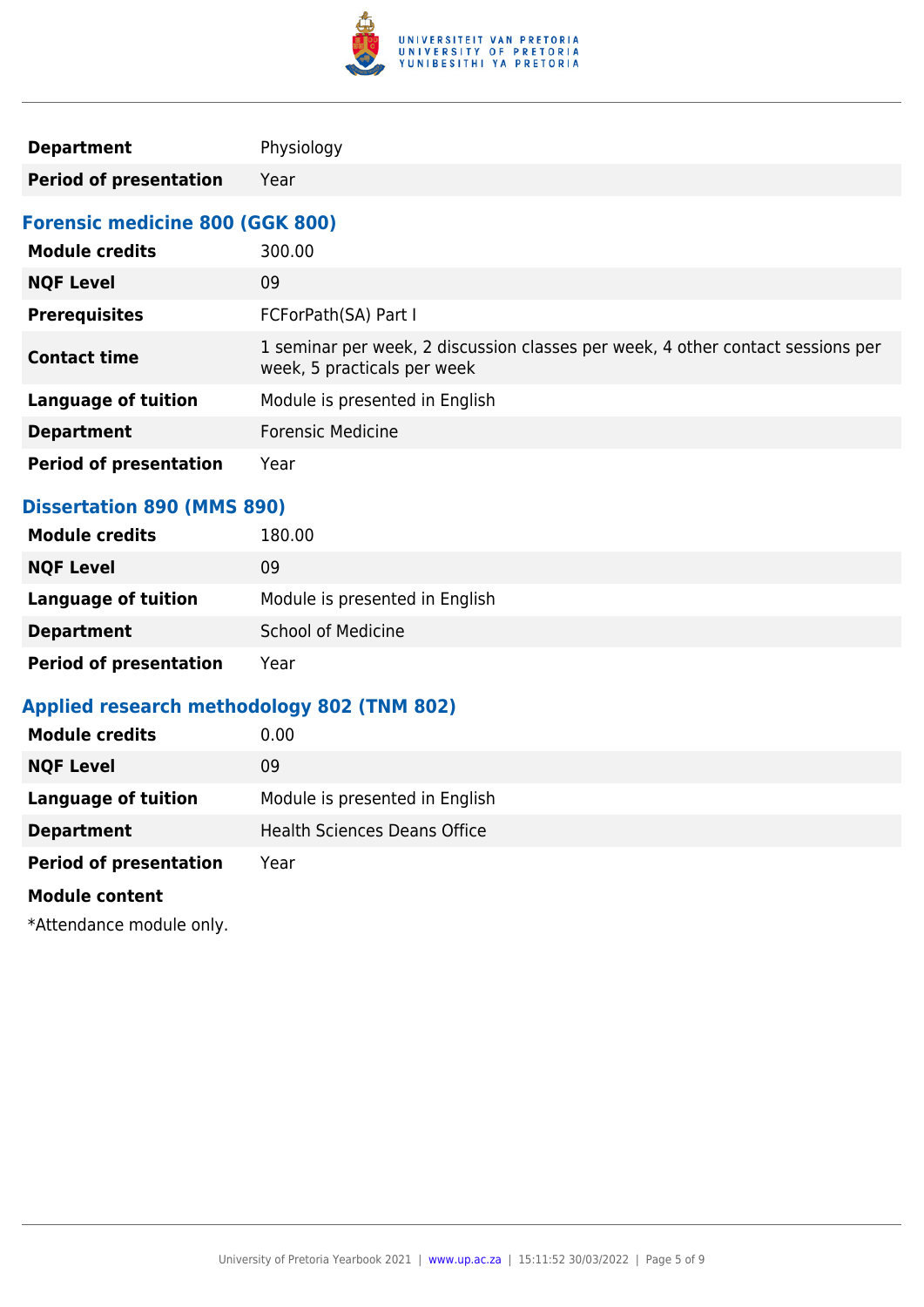| | |
|---|---|
| **Department** | Physiology |
| **Period of presentation** | Year |

### Forensic medicine 800 (GGK 800)

| | |
|---|---|
| **Module credits** | 300.00 |
| **NQF Level** | 09 |
| **Prerequisites** | FCForPath(SA) Part I |
| **Contact time** | 1 seminar per week, 2 discussion classes per week, 4 other contact sessions per week, 5 practicals per week |
| **Language of tuition** | Module is presented in English |
| **Department** | Forensic Medicine |
| **Period of presentation** | Year |

### Dissertation 890 (MMS 890)

| | |
|---|---|
| **Module credits** | 180.00 |
| **NQF Level** | 09 |
| **Language of tuition** | Module is presented in English |
| **Department** | School of Medicine |
| **Period of presentation** | Year |

### Applied research methodology 802 (TNM 802)

| | |
|---|---|
| **Module credits** | 0.00 |
| **NQF Level** | 09 |
| **Language of tuition** | Module is presented in English |
| **Department** | Health Sciences Deans Office |
| **Period of presentation** | Year |

**Module content**

*Attendance module only.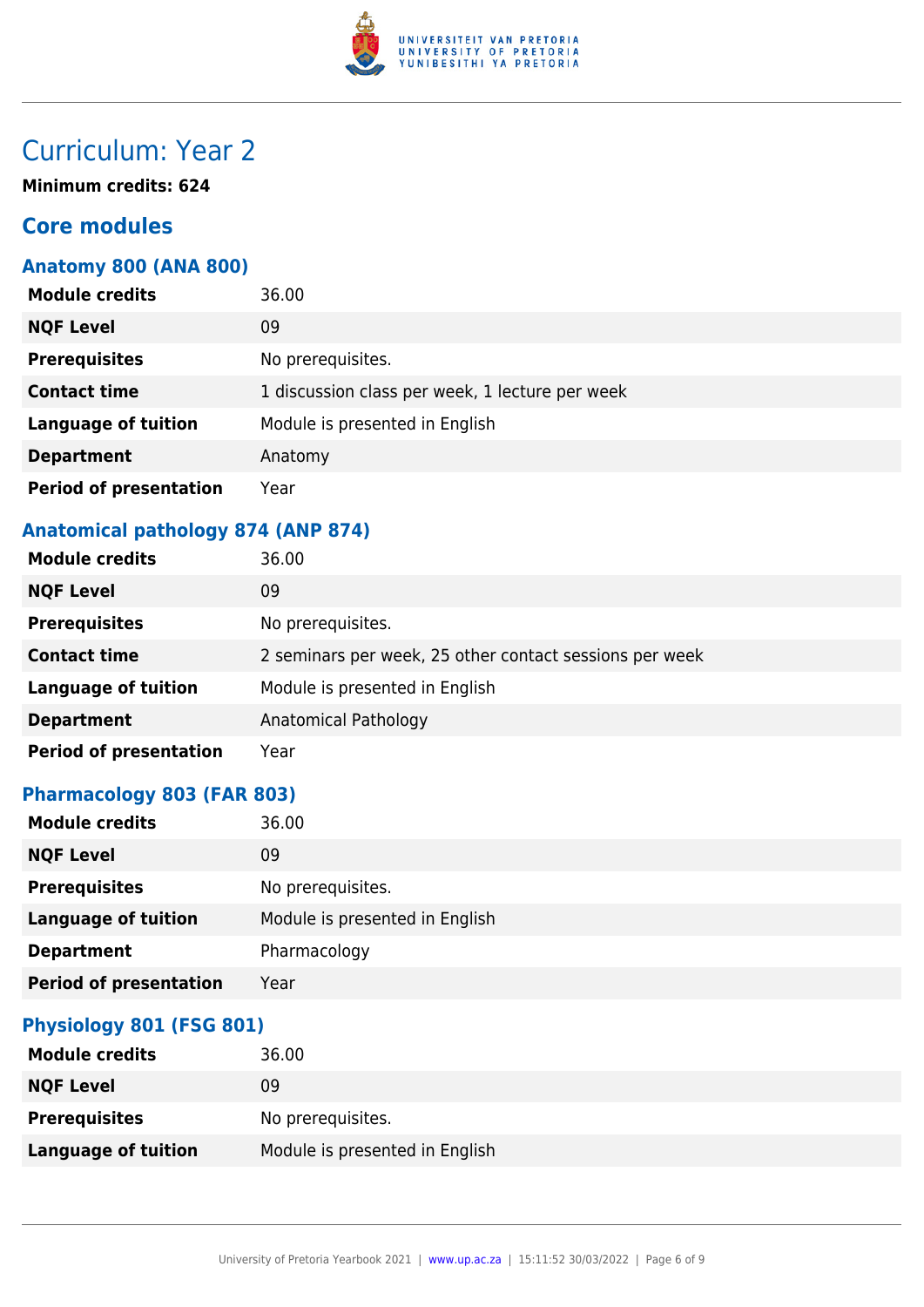# Curriculum: Year 2

**Minimum credits: 624**

## Core modules

### Anatomy 800 (ANA 800)

| | |
|---|---|
| **Module credits** | 36.00 |
| **NQF Level** | 09 |
| **Prerequisites** | No prerequisites. |
| **Contact time** | 1 discussion class per week, 1 lecture per week |
| **Language of tuition** | Module is presented in English |
| **Department** | Anatomy |
| **Period of presentation** | Year |

### Anatomical pathology 874 (ANP 874)

| | |
|---|---|
| **Module credits** | 36.00 |
| **NQF Level** | 09 |
| **Prerequisites** | No prerequisites. |
| **Contact time** | 2 seminars per week, 25 other contact sessions per week |
| **Language of tuition** | Module is presented in English |
| **Department** | Anatomical Pathology |
| **Period of presentation** | Year |

### Pharmacology 803 (FAR 803)

| | |
|---|---|
| **Module credits** | 36.00 |
| **NQF Level** | 09 |
| **Prerequisites** | No prerequisites. |
| **Language of tuition** | Module is presented in English |
| **Department** | Pharmacology |
| **Period of presentation** | Year |

### Physiology 801 (FSG 801)

| | |
|---|---|
| **Module credits** | 36.00 |
| **NQF Level** | 09 |
| **Prerequisites** | No prerequisites. |
| **Language of tuition** | Module is presented in English |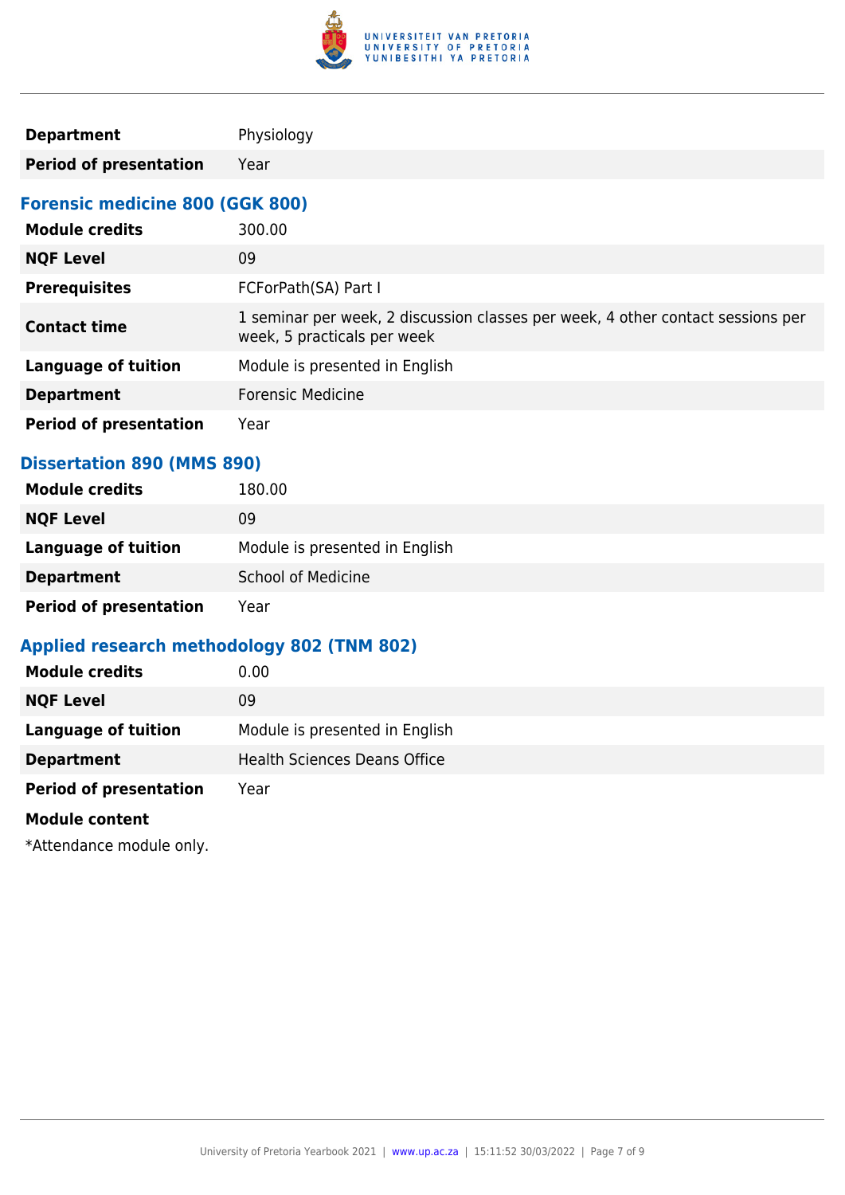| | |
|---|---|
| **Department** | Physiology |
| **Period of presentation** | Year |

### Forensic medicine 800 (GGK 800)

| | |
|---|---|
| **Module credits** | 300.00 |
| **NQF Level** | 09 |
| **Prerequisites** | FCForPath(SA) Part I |
| **Contact time** | 1 seminar per week, 2 discussion classes per week, 4 other contact sessions per week, 5 practicals per week |
| **Language of tuition** | Module is presented in English |
| **Department** | Forensic Medicine |
| **Period of presentation** | Year |

### Dissertation 890 (MMS 890)

| | |
|---|---|
| **Module credits** | 180.00 |
| **NQF Level** | 09 |
| **Language of tuition** | Module is presented in English |
| **Department** | School of Medicine |
| **Period of presentation** | Year |

### Applied research methodology 802 (TNM 802)

| | |
|---|---|
| **Module credits** | 0.00 |
| **NQF Level** | 09 |
| **Language of tuition** | Module is presented in English |
| **Department** | Health Sciences Deans Office |
| **Period of presentation** | Year |

**Module content**

*Attendance module only.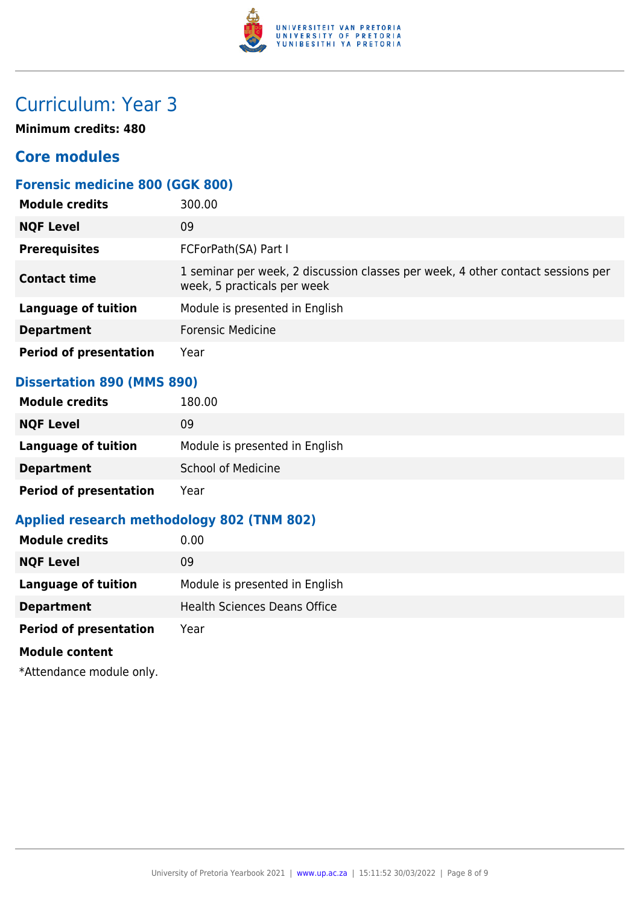# Curriculum: Year 3

**Minimum credits: 480**

## Core modules

### Forensic medicine 800 (GGK 800)

| | |
|---|---|
| **Module credits** | 300.00 |
| **NQF Level** | 09 |
| **Prerequisites** | FCForPath(SA) Part I |
| **Contact time** | 1 seminar per week, 2 discussion classes per week, 4 other contact sessions per week, 5 practicals per week |
| **Language of tuition** | Module is presented in English |
| **Department** | Forensic Medicine |
| **Period of presentation** | Year |

### Dissertation 890 (MMS 890)

| | |
|---|---|
| **Module credits** | 180.00 |
| **NQF Level** | 09 |
| **Language of tuition** | Module is presented in English |
| **Department** | School of Medicine |
| **Period of presentation** | Year |

### Applied research methodology 802 (TNM 802)

| | |
|---|---|
| **Module credits** | 0.00 |
| **NQF Level** | 09 |
| **Language of tuition** | Module is presented in English |
| **Department** | Health Sciences Deans Office |
| **Period of presentation** | Year |

**Module content**

*Attendance module only.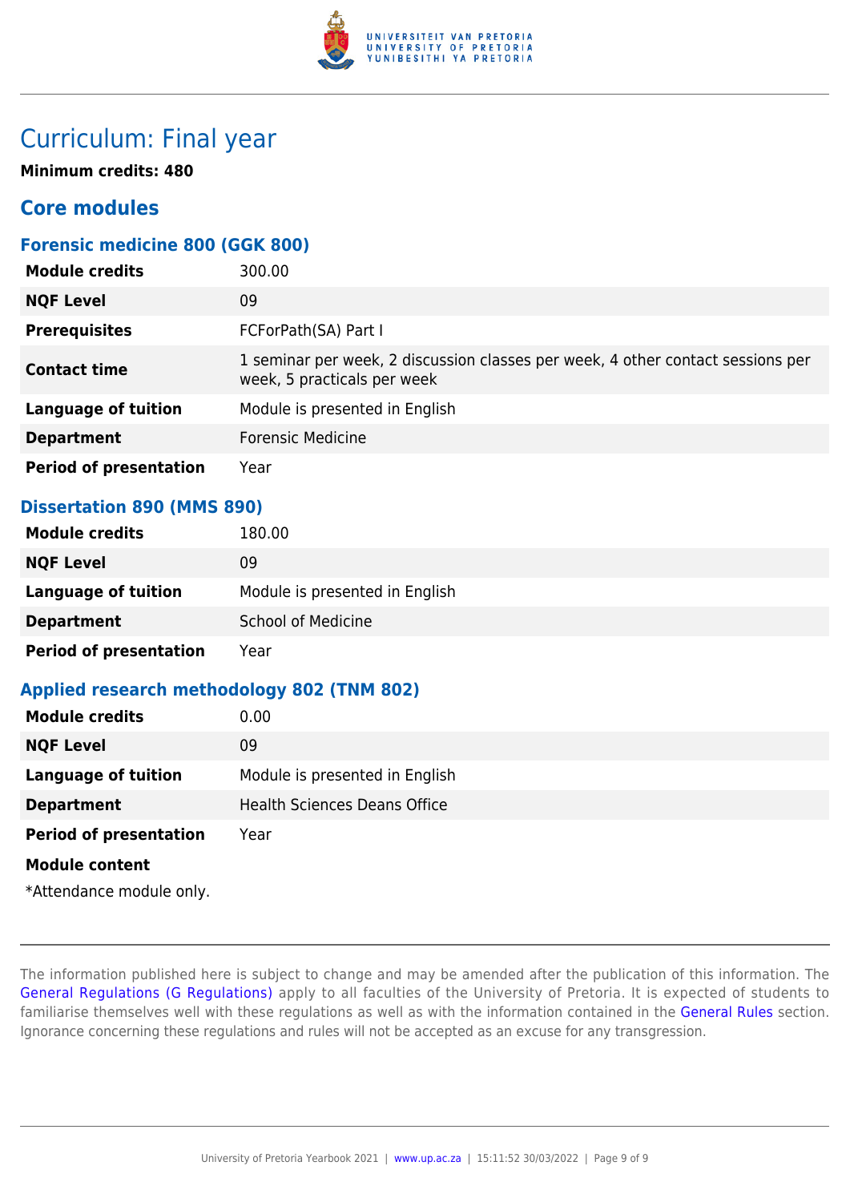# Curriculum: Final year

**Minimum credits: 480**

## Core modules

### Forensic medicine 800 (GGK 800)

| | |
|---|---|
| **Module credits** | 300.00 |
| **NQF Level** | 09 |
| **Prerequisites** | FCForPath(SA) Part I |
| **Contact time** | 1 seminar per week, 2 discussion classes per week, 4 other contact sessions per week, 5 practicals per week |
| **Language of tuition** | Module is presented in English |
| **Department** | Forensic Medicine |
| **Period of presentation** | Year |

### Dissertation 890 (MMS 890)

| | |
|---|---|
| **Module credits** | 180.00 |
| **NQF Level** | 09 |
| **Language of tuition** | Module is presented in English |
| **Department** | School of Medicine |
| **Period of presentation** | Year |

### Applied research methodology 802 (TNM 802)

| | |
|---|---|
| **Module credits** | 0.00 |
| **NQF Level** | 09 |
| **Language of tuition** | Module is presented in English |
| **Department** | Health Sciences Deans Office |
| **Period of presentation** | Year |

**Module content**

*Attendance module only.

The information published here is subject to change and may be amended after the publication of this information. The General Regulations (G Regulations) apply to all faculties of the University of Pretoria. It is expected of students to familiarise themselves well with these regulations as well as with the information contained in the General Rules section. Ignorance concerning these regulations and rules will not be accepted as an excuse for any transgression.